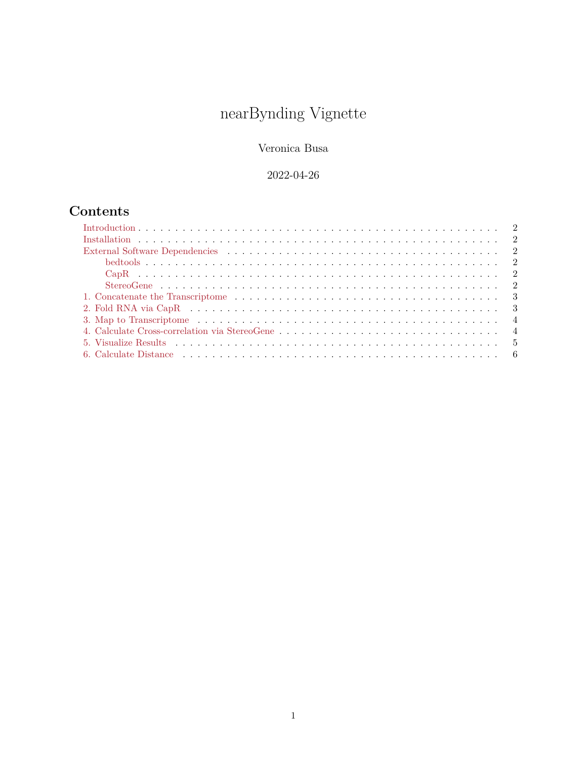# nearBynding Vignette

Veronica Busa

2022-04-26

## Contents

- Introduction . . . 2
- Installation . . . 2
- External Software Dependencies . . . 2
  - bedtools . . . 2
  - CapR . . . 2
  - StereoGene . . . 2
- 1. Concatenate the Transcriptome . . . 3
- 2. Fold RNA via CapR . . . 3
- 3. Map to Transcriptome . . . 4
- 4. Calculate Cross-correlation via StereoGene . . . 4
- 5. Visualize Results . . . 5
- 6. Calculate Distance . . . 6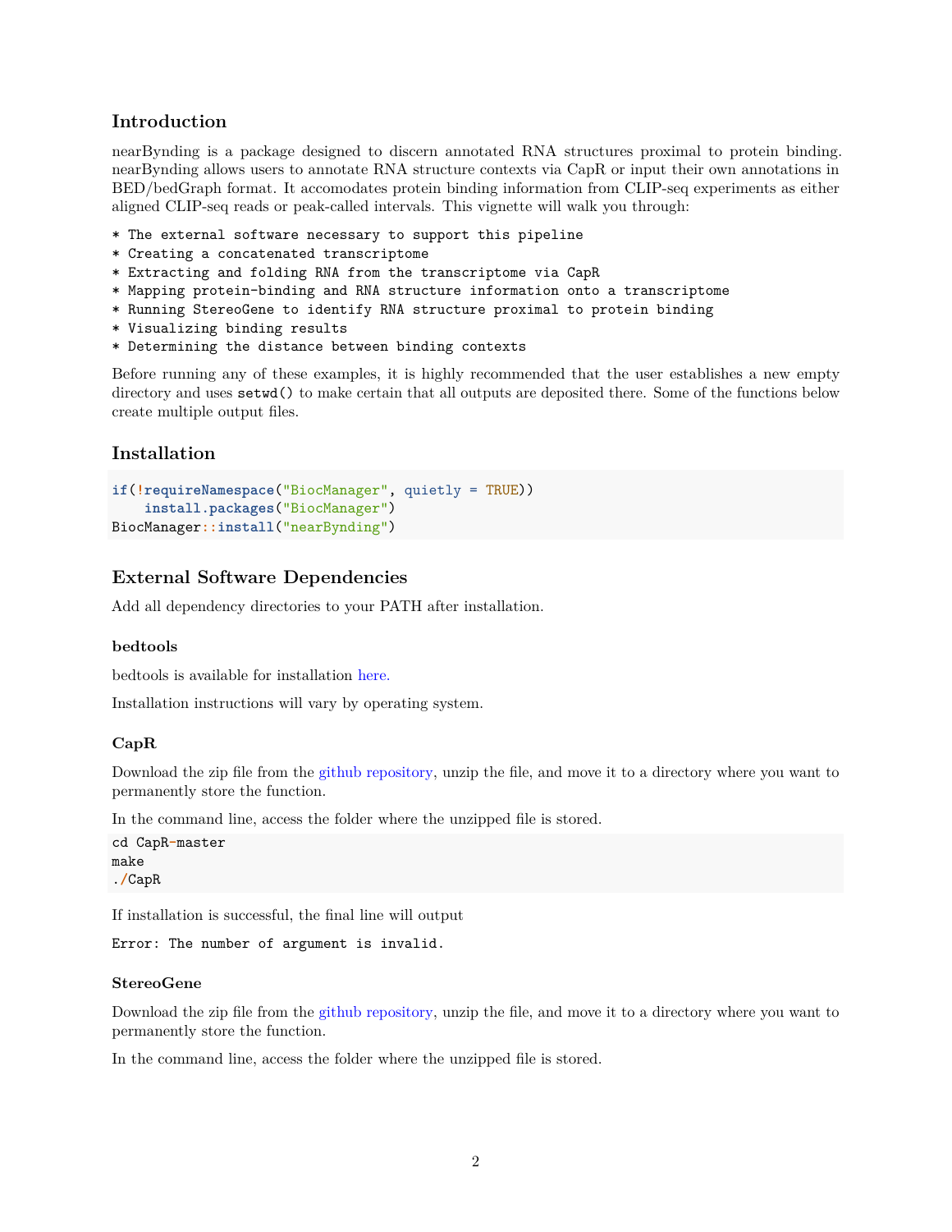## Introduction

nearBynding is a package designed to discern annotated RNA structures proximal to protein binding. nearBynding allows users to annotate RNA structure contexts via CapR or input their own annotations in BED/bedGraph format. It accomodates protein binding information from CLIP-seq experiments as either aligned CLIP-seq reads or peak-called intervals. This vignette will walk you through:

```
* The external software necessary to support this pipeline
* Creating a concatenated transcriptome
* Extracting and folding RNA from the transcriptome via CapR
* Mapping protein-binding and RNA structure information onto a transcriptome
* Running StereoGene to identify RNA structure proximal to protein binding
* Visualizing binding results
* Determining the distance between binding contexts
```

Before running any of these examples, it is highly recommended that the user establishes a new empty directory and uses `setwd()` to make certain that all outputs are deposited there. Some of the functions below create multiple output files.

## Installation

```
if(!requireNamespace("BiocManager", quietly = TRUE))
    install.packages("BiocManager")
BiocManager::install("nearBynding")
```

## External Software Dependencies

Add all dependency directories to your PATH after installation.

### bedtools

bedtools is available for installation here.

Installation instructions will vary by operating system.

### CapR

Download the zip file from the github repository, unzip the file, and move it to a directory where you want to permanently store the function.

In the command line, access the folder where the unzipped file is stored.

```
cd CapR-master
make
./CapR
```

If installation is successful, the final line will output

```
Error: The number of argument is invalid.
```

### StereoGene

Download the zip file from the github repository, unzip the file, and move it to a directory where you want to permanently store the function.

In the command line, access the folder where the unzipped file is stored.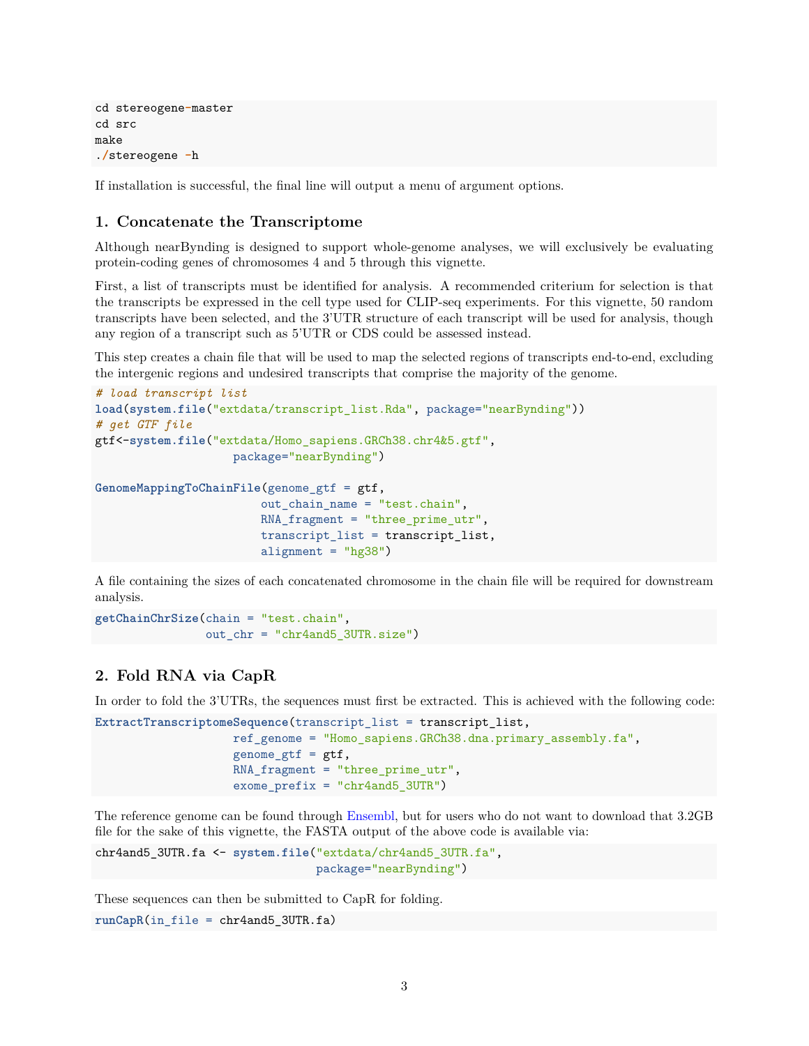```
cd stereogene-master
cd src
make
./stereogene -h
```

If installation is successful, the final line will output a menu of argument options.

## 1. Concatenate the Transcriptome

Although nearBynding is designed to support whole-genome analyses, we will exclusively be evaluating protein-coding genes of chromosomes 4 and 5 through this vignette.

First, a list of transcripts must be identified for analysis. A recommended criterium for selection is that the transcripts be expressed in the cell type used for CLIP-seq experiments. For this vignette, 50 random transcripts have been selected, and the 3'UTR structure of each transcript will be used for analysis, though any region of a transcript such as 5'UTR or CDS could be assessed instead.

This step creates a chain file that will be used to map the selected regions of transcripts end-to-end, excluding the intergenic regions and undesired transcripts that comprise the majority of the genome.

```
# load transcript list
load(system.file("extdata/transcript_list.Rda", package="nearBynding"))
# get GTF file
gtf<-system.file("extdata/Homo_sapiens.GRCh38.chr4&5.gtf",
                 package="nearBynding")

GenomeMappingToChainFile(genome_gtf = gtf,
                         out_chain_name = "test.chain",
                         RNA_fragment = "three_prime_utr",
                         transcript_list = transcript_list,
                         alignment = "hg38")
```

A file containing the sizes of each concatenated chromosome in the chain file will be required for downstream analysis.

```
getChainChrSize(chain = "test.chain",
                out_chr = "chr4and5_3UTR.size")
```

## 2. Fold RNA via CapR

In order to fold the 3'UTRs, the sequences must first be extracted. This is achieved with the following code:

```
ExtractTranscriptomeSequence(transcript_list = transcript_list,
                 ref_genome = "Homo_sapiens.GRCh38.dna.primary_assembly.fa",
                 genome_gtf = gtf,
                 RNA_fragment = "three_prime_utr",
                 exome_prefix = "chr4and5_3UTR")
```

The reference genome can be found through Ensembl, but for users who do not want to download that 3.2GB file for the sake of this vignette, the FASTA output of the above code is available via:

```
chr4and5_3UTR.fa <- system.file("extdata/chr4and5_3UTR.fa",
                                package="nearBynding")
```

These sequences can then be submitted to CapR for folding.

```
runCapR(in_file = chr4and5_3UTR.fa)
```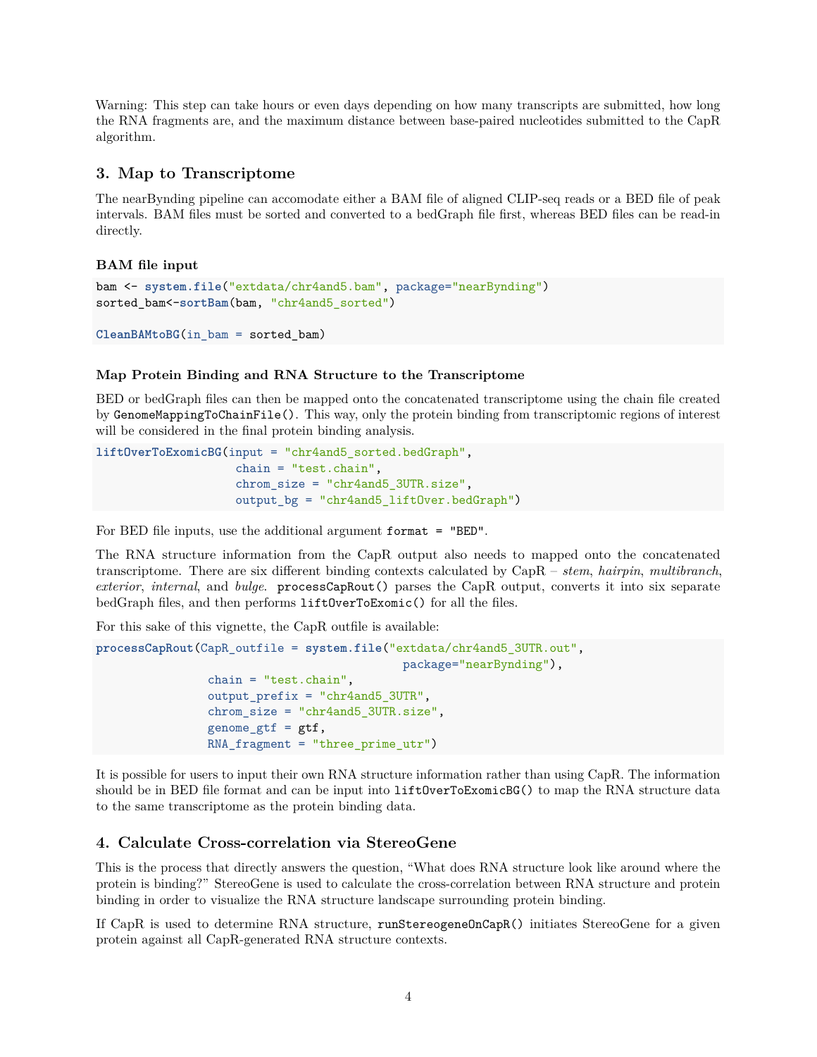Warning: This step can take hours or even days depending on how many transcripts are submitted, how long the RNA fragments are, and the maximum distance between base-paired nucleotides submitted to the CapR algorithm.

## 3. Map to Transcriptome

The nearBynding pipeline can accomodate either a BAM file of aligned CLIP-seq reads or a BED file of peak intervals. BAM files must be sorted and converted to a bedGraph file first, whereas BED files can be read-in directly.

### BAM file input

```
bam <- system.file("extdata/chr4and5.bam", package="nearBynding")
sorted_bam<-sortBam(bam, "chr4and5_sorted")

CleanBAMtoBG(in_bam = sorted_bam)
```

### Map Protein Binding and RNA Structure to the Transcriptome

BED or bedGraph files can then be mapped onto the concatenated transcriptome using the chain file created by `GenomeMappingToChainFile()`. This way, only the protein binding from transcriptomic regions of interest will be considered in the final protein binding analysis.

```
liftOverToExomicBG(input = "chr4and5_sorted.bedGraph",
                   chain = "test.chain",
                   chrom_size = "chr4and5_3UTR.size",
                   output_bg = "chr4and5_liftOver.bedGraph")
```

For BED file inputs, use the additional argument `format = "BED"`.

The RNA structure information from the CapR output also needs to mapped onto the concatenated transcriptome. There are six different binding contexts calculated by CapR – *stem*, *hairpin*, *multibranch*, *exterior*, *internal*, and *bulge*. `processCapRout()` parses the CapR output, converts it into six separate bedGraph files, and then performs `liftOverToExomic()` for all the files.

For this sake of this vignette, the CapR outfile is available:

```
processCapRout(CapR_outfile = system.file("extdata/chr4and5_3UTR.out",
                                          package="nearBynding"),
               chain = "test.chain",
               output_prefix = "chr4and5_3UTR",
               chrom_size = "chr4and5_3UTR.size",
               genome_gtf = gtf,
               RNA_fragment = "three_prime_utr")
```

It is possible for users to input their own RNA structure information rather than using CapR. The information should be in BED file format and can be input into `liftOverToExomicBG()` to map the RNA structure data to the same transcriptome as the protein binding data.

## 4. Calculate Cross-correlation via StereoGene

This is the process that directly answers the question, "What does RNA structure look like around where the protein is binding?" StereoGene is used to calculate the cross-correlation between RNA structure and protein binding in order to visualize the RNA structure landscape surrounding protein binding.

If CapR is used to determine RNA structure, `runStereogeneOnCapR()` initiates StereoGene for a given protein against all CapR-generated RNA structure contexts.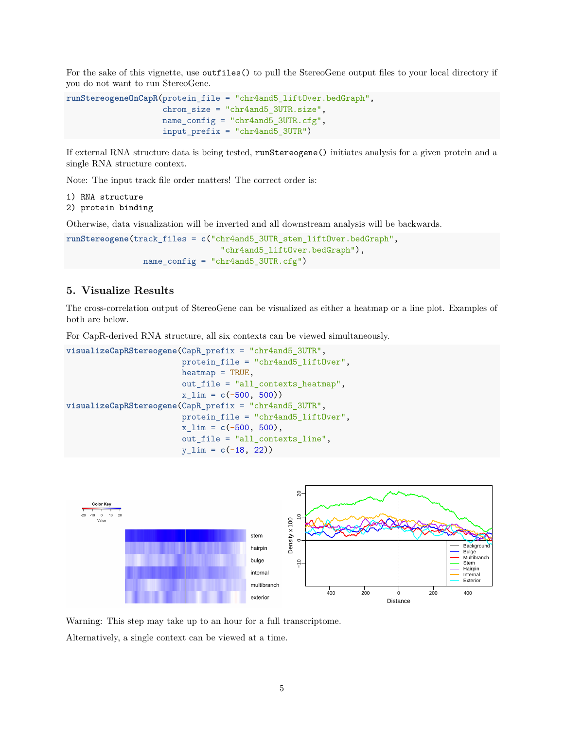For the sake of this vignette, use `outfiles()` to pull the StereoGene output files to your local directory if you do not want to run StereoGene.

```
runStereogeneOnCapR(protein_file = "chr4and5_liftOver.bedGraph",
                    chrom_size = "chr4and5_3UTR.size",
                    name_config = "chr4and5_3UTR.cfg",
                    input_prefix = "chr4and5_3UTR")
```

If external RNA structure data is being tested, `runStereogene()` initiates analysis for a given protein and a single RNA structure context.

Note: The input track file order matters! The correct order is:

```
1) RNA structure
2) protein binding
```

Otherwise, data visualization will be inverted and all downstream analysis will be backwards.

```
runStereogene(track_files = c("chr4and5_3UTR_stem_liftOver.bedGraph",
                              "chr4and5_liftOver.bedGraph"),
              name_config = "chr4and5_3UTR.cfg")
```

## 5. Visualize Results

The cross-correlation output of StereoGene can be visualized as either a heatmap or a line plot. Examples of both are below.

For CapR-derived RNA structure, all six contexts can be viewed simultaneously.

```
visualizeCapRStereogene(CapR_prefix = "chr4and5_3UTR",
                        protein_file = "chr4and5_liftOver",
                        heatmap = TRUE,
                        out_file = "all_contexts_heatmap",
                        x_lim = c(-500, 500))
visualizeCapRStereogene(CapR_prefix = "chr4and5_3UTR",
                        protein_file = "chr4and5_liftOver",
                        x_lim = c(-500, 500),
                        out_file = "all_contexts_line",
                        y_lim = c(-18, 22))
```

Warning: This step may take up to an hour for a full transcriptome.

Alternatively, a single context can be viewed at a time.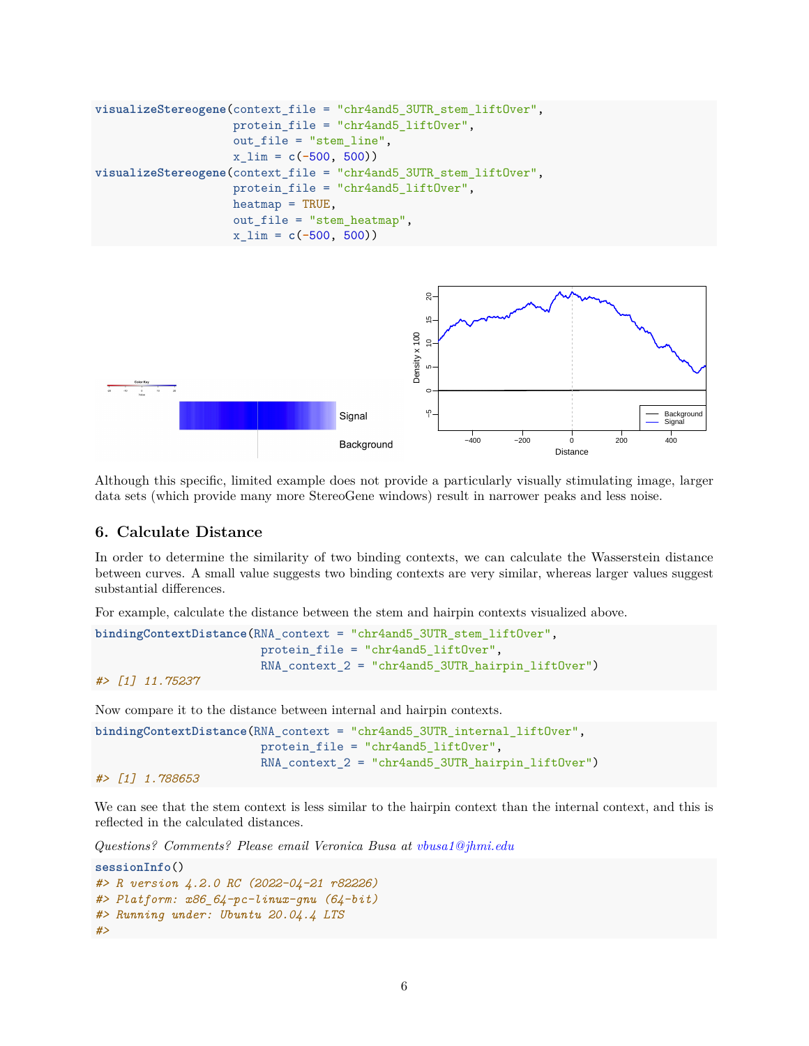```r
visualizeStereogene(context_file = "chr4and5_3UTR_stem_liftOver",
                    protein_file = "chr4and5_liftOver",
                    out_file = "stem_line",
                    x_lim = c(-500, 500))
visualizeStereogene(context_file = "chr4and5_3UTR_stem_liftOver",
                    protein_file = "chr4and5_liftOver",
                    heatmap = TRUE,
                    out_file = "stem_heatmap",
                    x_lim = c(-500, 500))
```

Although this specific, limited example does not provide a particularly visually stimulating image, larger data sets (which provide many more StereoGene windows) result in narrower peaks and less noise.

## 6. Calculate Distance

In order to determine the similarity of two binding contexts, we can calculate the Wasserstein distance between curves. A small value suggests two binding contexts are very similar, whereas larger values suggest substantial differences.

For example, calculate the distance between the stem and hairpin contexts visualized above.

```r
bindingContextDistance(RNA_context = "chr4and5_3UTR_stem_liftOver",
                       protein_file = "chr4and5_liftOver",
                       RNA_context_2 = "chr4and5_3UTR_hairpin_liftOver")
#> [1] 11.75237
```

Now compare it to the distance between internal and hairpin contexts.

```r
bindingContextDistance(RNA_context = "chr4and5_3UTR_internal_liftOver",
                       protein_file = "chr4and5_liftOver",
                       RNA_context_2 = "chr4and5_3UTR_hairpin_liftOver")
#> [1] 1.788653
```

We can see that the stem context is less similar to the hairpin context than the internal context, and this is reflected in the calculated distances.

*Questions? Comments? Please email Veronica Busa at vbusa1@jhmi.edu*

```r
sessionInfo()
#> R version 4.2.0 RC (2022-04-21 r82226)
#> Platform: x86_64-pc-linux-gnu (64-bit)
#> Running under: Ubuntu 20.04.4 LTS
#>
```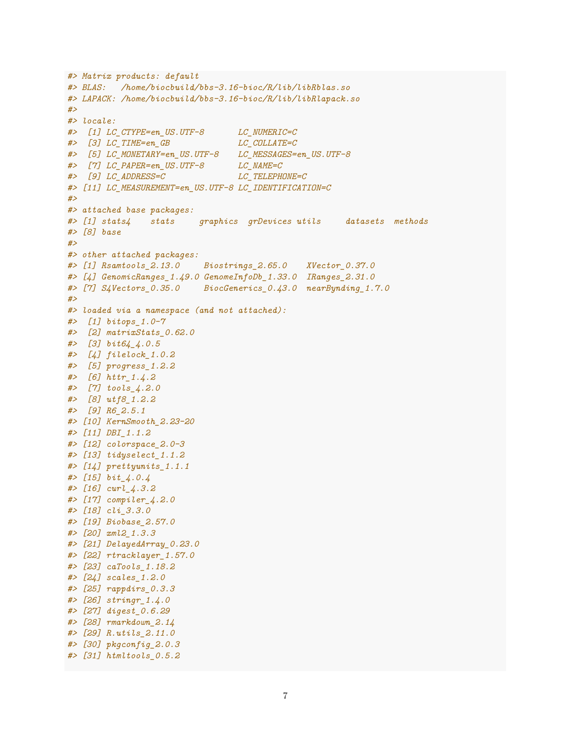```
#> Matrix products: default
#> BLAS:   /home/biocbuild/bbs-3.16-bioc/R/lib/libRblas.so
#> LAPACK: /home/biocbuild/bbs-3.16-bioc/R/lib/libRlapack.so
#>
#> locale:
#>  [1] LC_CTYPE=en_US.UTF-8       LC_NUMERIC=C
#>  [3] LC_TIME=en_GB              LC_COLLATE=C
#>  [5] LC_MONETARY=en_US.UTF-8    LC_MESSAGES=en_US.UTF-8
#>  [7] LC_PAPER=en_US.UTF-8       LC_NAME=C
#>  [9] LC_ADDRESS=C               LC_TELEPHONE=C
#> [11] LC_MEASUREMENT=en_US.UTF-8 LC_IDENTIFICATION=C
#>
#> attached base packages:
#> [1] stats4    stats     graphics  grDevices utils     datasets  methods
#> [8] base
#>
#> other attached packages:
#> [1] Rsamtools_2.13.0     Biostrings_2.65.0    XVector_0.37.0
#> [4] GenomicRanges_1.49.0 GenomeInfoDb_1.33.0  IRanges_2.31.0
#> [7] S4Vectors_0.35.0     BiocGenerics_0.43.0  nearBynding_1.7.0
#>
#> loaded via a namespace (and not attached):
#>  [1] bitops_1.0-7
#>  [2] matrixStats_0.62.0
#>  [3] bit64_4.0.5
#>  [4] filelock_1.0.2
#>  [5] progress_1.2.2
#>  [6] httr_1.4.2
#>  [7] tools_4.2.0
#>  [8] utf8_1.2.2
#>  [9] R6_2.5.1
#> [10] KernSmooth_2.23-20
#> [11] DBI_1.1.2
#> [12] colorspace_2.0-3
#> [13] tidyselect_1.1.2
#> [14] prettyunits_1.1.1
#> [15] bit_4.0.4
#> [16] curl_4.3.2
#> [17] compiler_4.2.0
#> [18] cli_3.3.0
#> [19] Biobase_2.57.0
#> [20] xml2_1.3.3
#> [21] DelayedArray_0.23.0
#> [22] rtracklayer_1.57.0
#> [23] caTools_1.18.2
#> [24] scales_1.2.0
#> [25] rappdirs_0.3.3
#> [26] stringr_1.4.0
#> [27] digest_0.6.29
#> [28] rmarkdown_2.14
#> [29] R.utils_2.11.0
#> [30] pkgconfig_2.0.3
#> [31] htmltools_0.5.2
```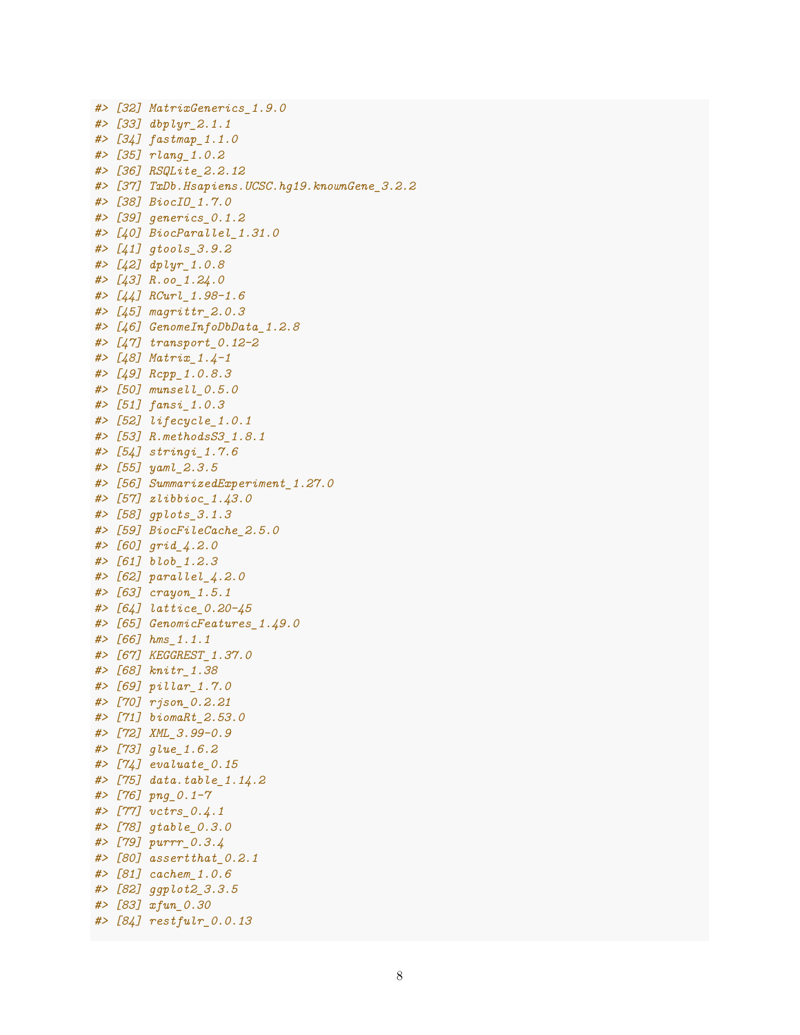```
#> [32] MatrixGenerics_1.9.0
#> [33] dbplyr_2.1.1
#> [34] fastmap_1.1.0
#> [35] rlang_1.0.2
#> [36] RSQLite_2.2.12
#> [37] TxDb.Hsapiens.UCSC.hg19.knownGene_3.2.2
#> [38] BiocIO_1.7.0
#> [39] generics_0.1.2
#> [40] BiocParallel_1.31.0
#> [41] gtools_3.9.2
#> [42] dplyr_1.0.8
#> [43] R.oo_1.24.0
#> [44] RCurl_1.98-1.6
#> [45] magrittr_2.0.3
#> [46] GenomeInfoDbData_1.2.8
#> [47] transport_0.12-2
#> [48] Matrix_1.4-1
#> [49] Rcpp_1.0.8.3
#> [50] munsell_0.5.0
#> [51] fansi_1.0.3
#> [52] lifecycle_1.0.1
#> [53] R.methodsS3_1.8.1
#> [54] stringi_1.7.6
#> [55] yaml_2.3.5
#> [56] SummarizedExperiment_1.27.0
#> [57] zlibbioc_1.43.0
#> [58] gplots_3.1.3
#> [59] BiocFileCache_2.5.0
#> [60] grid_4.2.0
#> [61] blob_1.2.3
#> [62] parallel_4.2.0
#> [63] crayon_1.5.1
#> [64] lattice_0.20-45
#> [65] GenomicFeatures_1.49.0
#> [66] hms_1.1.1
#> [67] KEGGREST_1.37.0
#> [68] knitr_1.38
#> [69] pillar_1.7.0
#> [70] rjson_0.2.21
#> [71] biomaRt_2.53.0
#> [72] XML_3.99-0.9
#> [73] glue_1.6.2
#> [74] evaluate_0.15
#> [75] data.table_1.14.2
#> [76] png_0.1-7
#> [77] vctrs_0.4.1
#> [78] gtable_0.3.0
#> [79] purrr_0.3.4
#> [80] assertthat_0.2.1
#> [81] cachem_1.0.6
#> [82] ggplot2_3.3.5
#> [83] xfun_0.30
#> [84] restfulr_0.0.13
```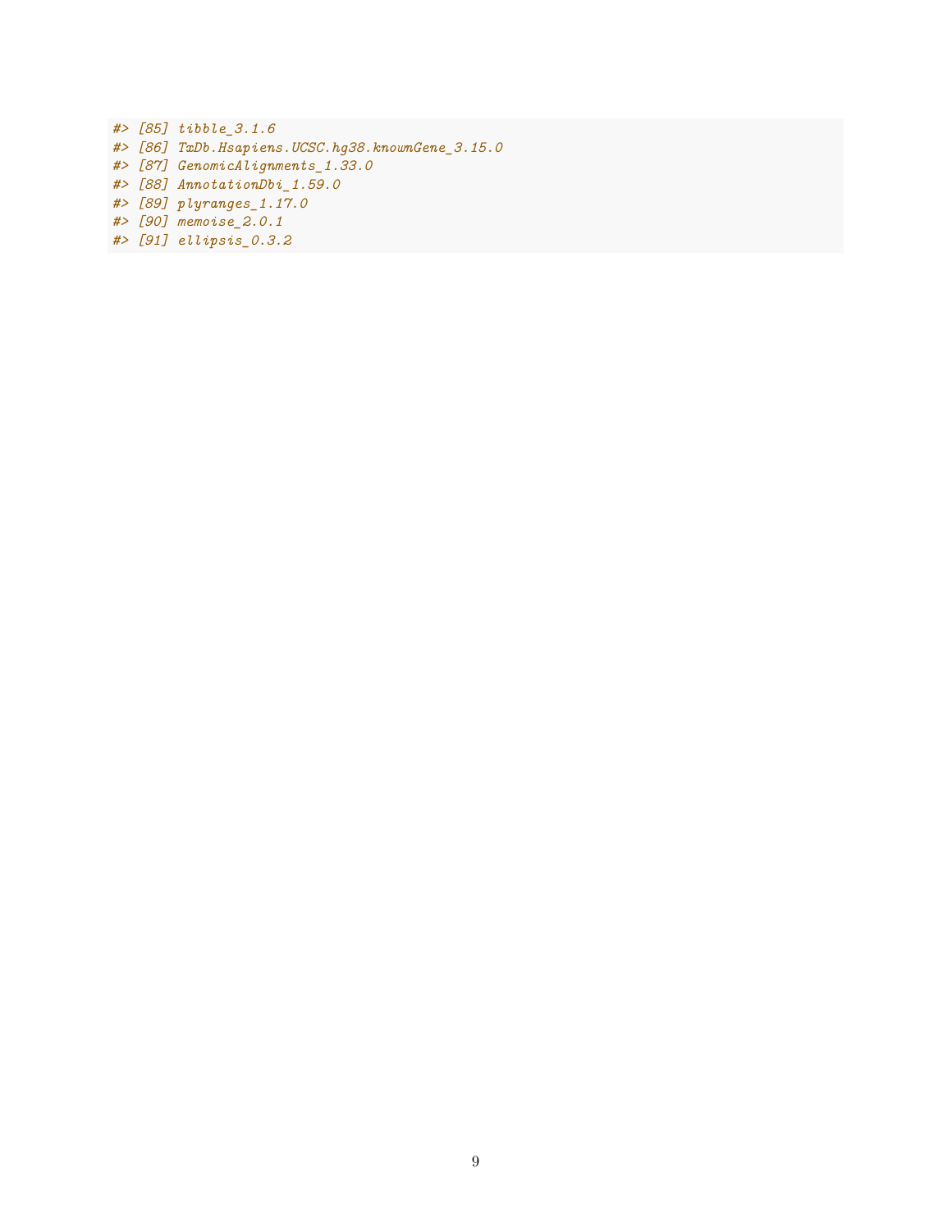```
#> [85] tibble_3.1.6
#> [86] TxDb.Hsapiens.UCSC.hg38.knownGene_3.15.0
#> [87] GenomicAlignments_1.33.0
#> [88] AnnotationDbi_1.59.0
#> [89] plyranges_1.17.0
#> [90] memoise_2.0.1
#> [91] ellipsis_0.3.2
```